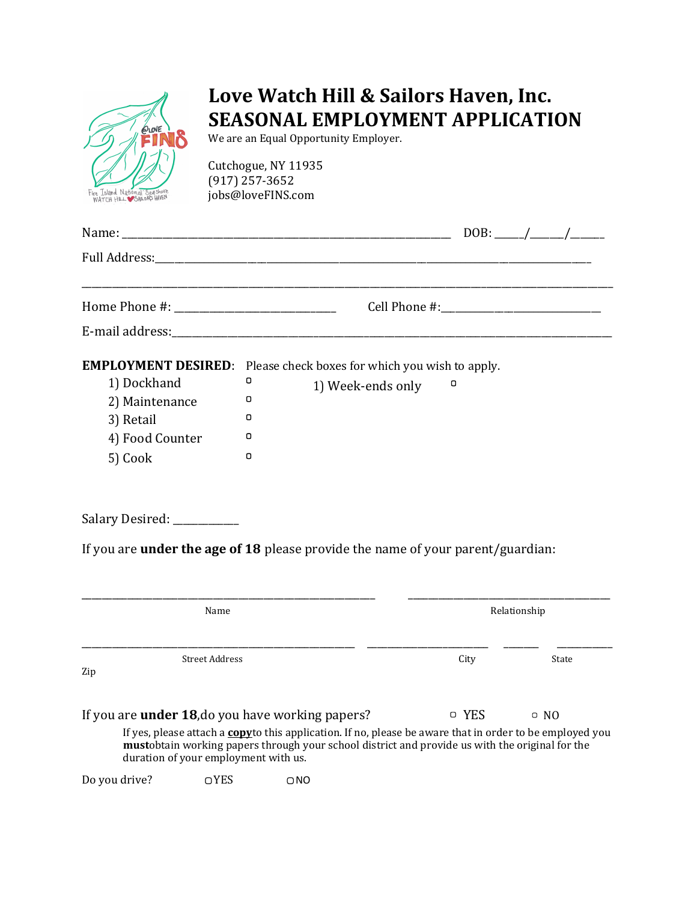# Love Watch Hill & Sailors Haven, Inc.
# SEASONAL EMPLOYMENT APPLICATION

We are an Equal Opportunity Employer.

Cutchogue, NY 11935
(917) 257-3652
jobs@loveFINS.com

Name: ___________________________________________ DOB: ____/_____/_____

Full Address:___________________________________________________________________

_____________________________________________________________________________

Home Phone #: _______________________ Cell Phone #:_______________________

E-mail address:___________________________________________________________________

**EMPLOYMENT DESIRED**: Please check boxes for which you wish to apply.

1) Dockhand ▢
2) Maintenance ▢
3) Retail ▢
4) Food Counter ▢
5) Cook ▢

1) Week-ends only ▢

Salary Desired: __________

If you are **under the age of 18** please provide the name of your parent/guardian:

_____________________________________________ ___________________________________
Name Relationship

_________________________________________ __________________ ______ ________
Street Address City State Zip

If you are **under 18**,do you have working papers? ▢ YES ▢ NO

If yes, please attach a **copy**to this application. If no, please be aware that in order to be employed you **must**obtain working papers through your school district and provide us with the original for the duration of your employment with us.

Do you drive? ▢YES ▢NO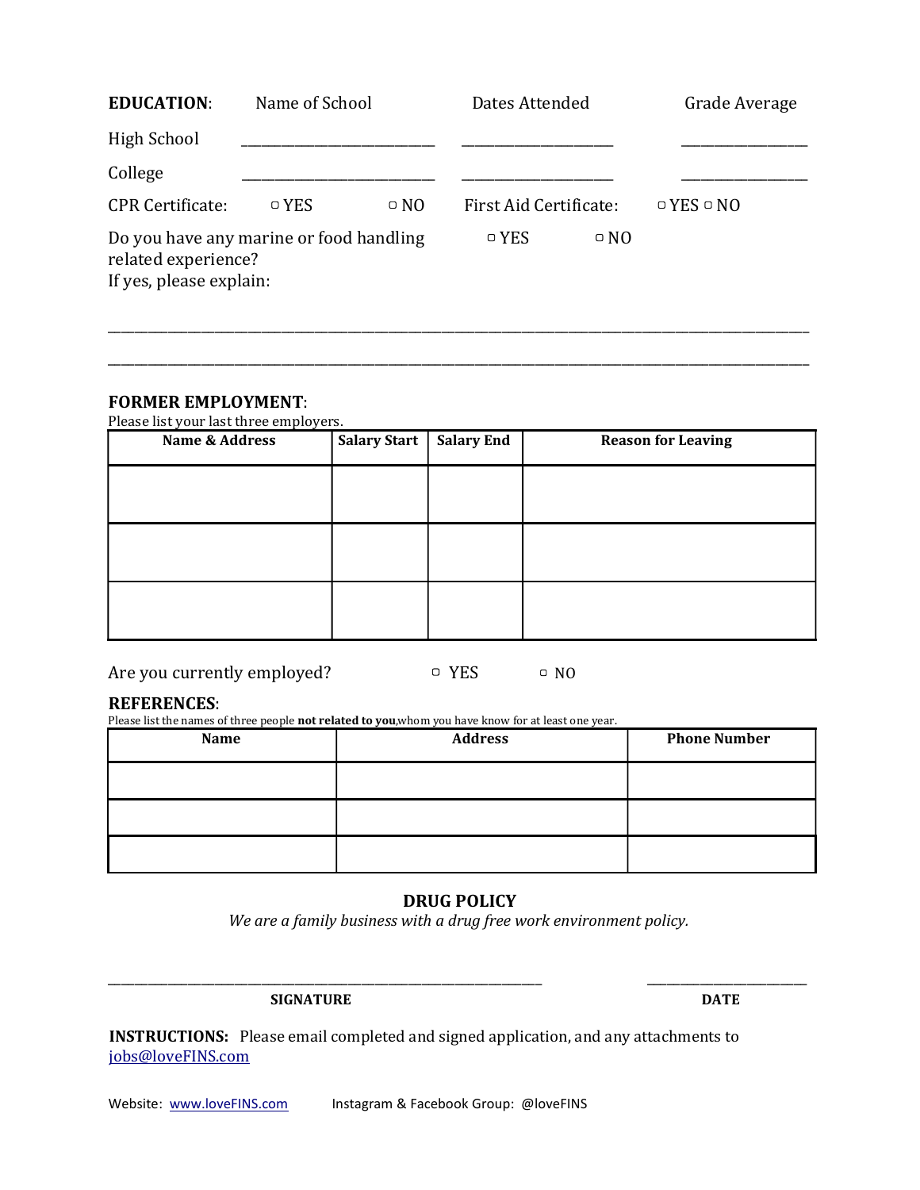**EDUCATION**:

| | Name of School | Dates Attended | Grade Average |
|---|---|---|---|
| High School | ________________________ | ___________________ | ________________ |
| College | ________________________ | ___________________ | ________________ |

CPR Certificate: ▢ YES ▢ NO First Aid Certificate: ▢ YES ▢ NO

Do you have any marine or food handling related experience? ▢ YES ▢ NO
If yes, please explain:

_____________________________________________________________________________________________

_____________________________________________________________________________________________

**FORMER EMPLOYMENT**:
Please list your last three employers.

| Name & Address | Salary Start | Salary End | Reason for Leaving |
|---|---|---|---|
| | | | |
| | | | |
| | | | |

Are you currently employed? ▢ YES ▢ NO

**REFERENCES**:
Please list the names of three people **not related to you**,whom you have know for at least one year.

| Name | Address | Phone Number |
|---|---|---|
| | | |
| | | |
| | | |

**DRUG POLICY**

*We are a family business with a drug free work environment policy.*

_______________________________________________________ ____________________
**SIGNATURE** **DATE**

**INSTRUCTIONS:** Please email completed and signed application, and any attachments to jobs@loveFINS.com

Website: www.loveFINS.com Instagram & Facebook Group: @loveFINS